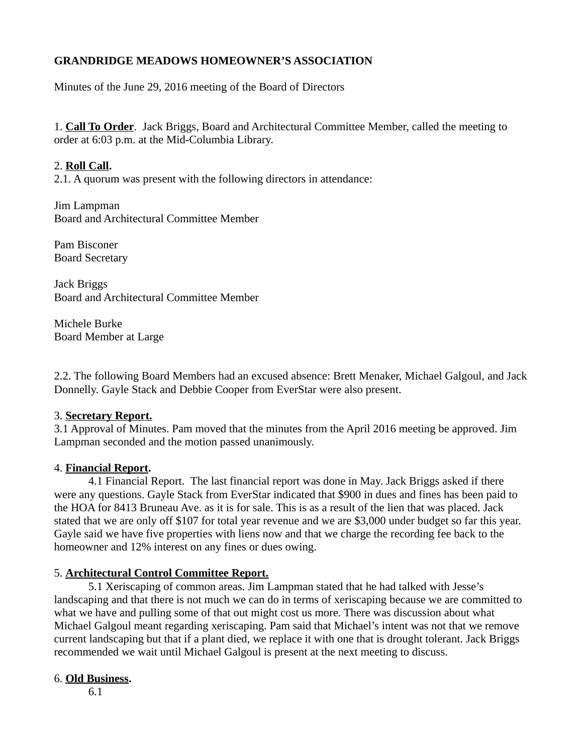**GRANDRIDGE MEADOWS HOMEOWNER'S ASSOCIATION**

Minutes of the June 29, 2016 meeting of the Board of Directors

1. **Call To Order**. Jack Briggs, Board and Architectural Committee Member, called the meeting to order at 6:03 p.m. at the Mid-Columbia Library.

2. **Roll Call.**
2.1. A quorum was present with the following directors in attendance:

Jim Lampman
Board and Architectural Committee Member

Pam Bisconer
Board Secretary

Jack Briggs
Board and Architectural Committee Member

Michele Burke
Board Member at Large

2.2. The following Board Members had an excused absence: Brett Menaker, Michael Galgoul, and Jack Donnelly. Gayle Stack and Debbie Cooper from EverStar were also present.

3. **Secretary Report.**
3.1 Approval of Minutes. Pam moved that the minutes from the April 2016 meeting be approved. Jim Lampman seconded and the motion passed unanimously.

4. **Financial Report.**
4.1 Financial Report. The last financial report was done in May. Jack Briggs asked if there were any questions. Gayle Stack from EverStar indicated that $900 in dues and fines has been paid to the HOA for 8413 Bruneau Ave. as it is for sale. This is as a result of the lien that was placed. Jack stated that we are only off $107 for total year revenue and we are $3,000 under budget so far this year. Gayle said we have five properties with liens now and that we charge the recording fee back to the homeowner and 12% interest on any fines or dues owing.

5. **Architectural Control Committee Report.**
5.1 Xeriscaping of common areas. Jim Lampman stated that he had talked with Jesse's landscaping and that there is not much we can do in terms of xeriscaping because we are committed to what we have and pulling some of that out might cost us more. There was discussion about what Michael Galgoul meant regarding xeriscaping. Pam said that Michael's intent was not that we remove current landscaping but that if a plant died, we replace it with one that is drought tolerant. Jack Briggs recommended we wait until Michael Galgoul is present at the next meeting to discuss.

6. **Old Business.**
6.1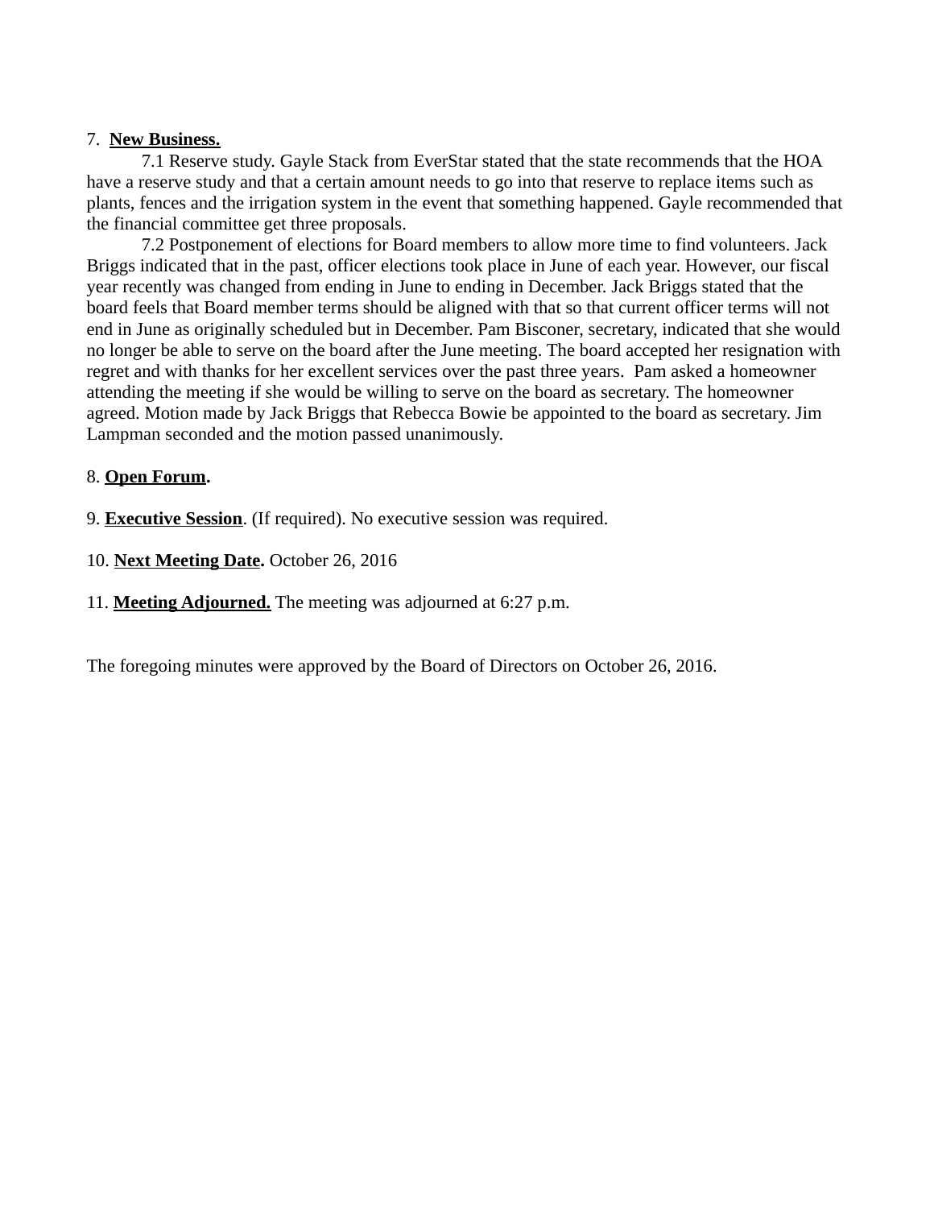7. **New Business.**

7.1 Reserve study. Gayle Stack from EverStar stated that the state recommends that the HOA have a reserve study and that a certain amount needs to go into that reserve to replace items such as plants, fences and the irrigation system in the event that something happened. Gayle recommended that the financial committee get three proposals.

7.2 Postponement of elections for Board members to allow more time to find volunteers. Jack Briggs indicated that in the past, officer elections took place in June of each year. However, our fiscal year recently was changed from ending in June to ending in December. Jack Briggs stated that the board feels that Board member terms should be aligned with that so that current officer terms will not end in June as originally scheduled but in December. Pam Bisconer, secretary, indicated that she would no longer be able to serve on the board after the June meeting. The board accepted her resignation with regret and with thanks for her excellent services over the past three years. Pam asked a homeowner attending the meeting if she would be willing to serve on the board as secretary. The homeowner agreed. Motion made by Jack Briggs that Rebecca Bowie be appointed to the board as secretary. Jim Lampman seconded and the motion passed unanimously.

8. **Open Forum.**

9. **Executive Session**. (If required). No executive session was required.

10. **Next Meeting Date.** October 26, 2016

11. **Meeting Adjourned.** The meeting was adjourned at 6:27 p.m.

The foregoing minutes were approved by the Board of Directors on October 26, 2016.